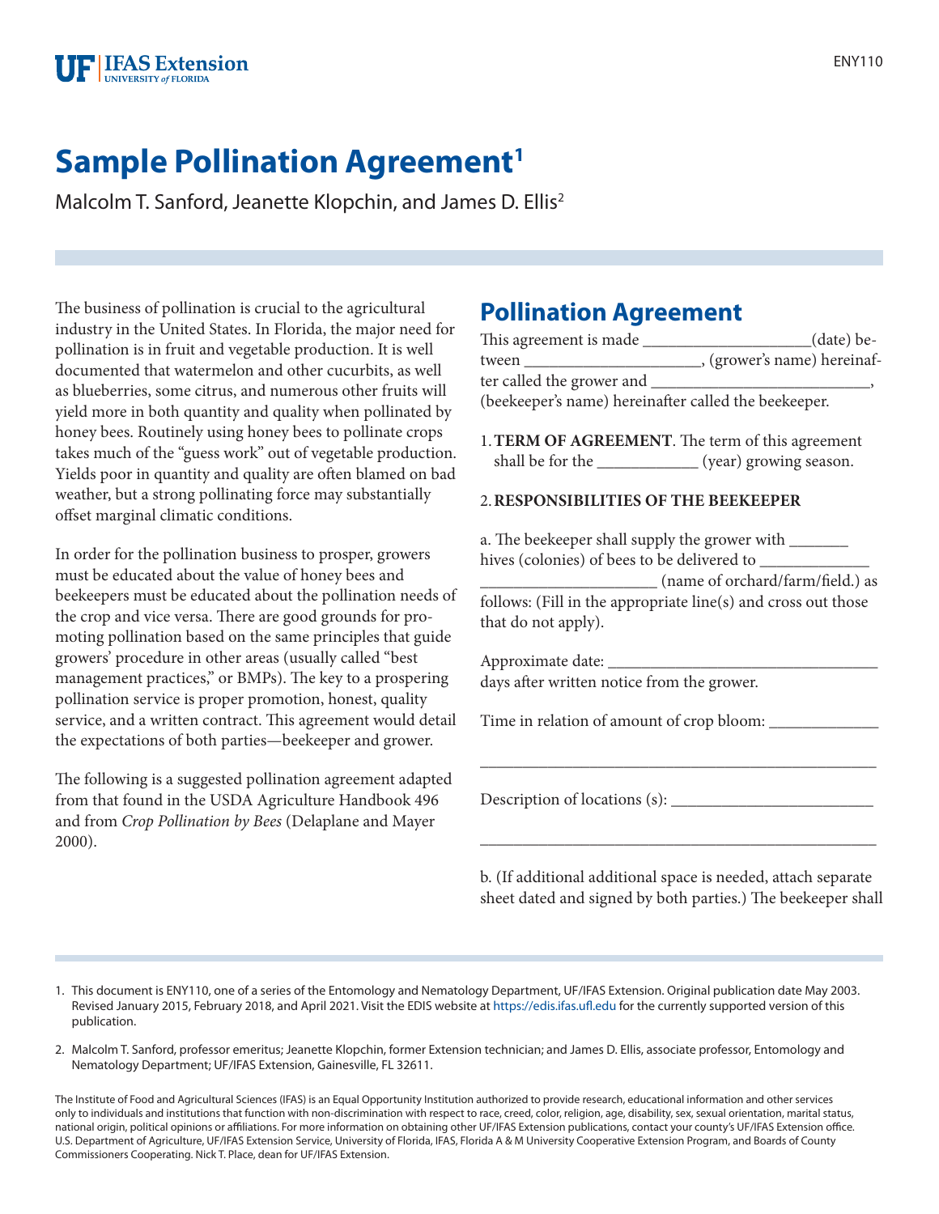# Sample Pollination Agreement[1]

Malcolm T. Sanford, Jeanette Klopchin, and James D. Ellis[2]

The business of pollination is crucial to the agricultural industry in the United States. In Florida, the major need for pollination is in fruit and vegetable production. It is well documented that watermelon and other cucurbits, as well as blueberries, some citrus, and numerous other fruits will yield more in both quantity and quality when pollinated by honey bees. Routinely using honey bees to pollinate crops takes much of the "guess work" out of vegetable production. Yields poor in quantity and quality are often blamed on bad weather, but a strong pollinating force may substantially offset marginal climatic conditions.

In order for the pollination business to prosper, growers must be educated about the value of honey bees and beekeepers must be educated about the pollination needs of the crop and vice versa. There are good grounds for promoting pollination based on the same principles that guide growers' procedure in other areas (usually called "best management practices," or BMPs). The key to a prospering pollination service is proper promotion, honest, quality service, and a written contract. This agreement would detail the expectations of both parties—beekeeper and grower.

The following is a suggested pollination agreement adapted from that found in the USDA Agriculture Handbook 496 and from *Crop Pollination by Bees* (Delaplane and Mayer 2000).

## Pollination Agreement

This agreement is made ___________________(date) between ____________________, (grower's name) hereinafter called the grower and ___________________________, (beekeeper's name) hereinafter called the beekeeper.

1. **TERM OF AGREEMENT**. The term of this agreement shall be for the ____________ (year) growing season.

2. **RESPONSIBILITIES OF THE BEEKEEPER**

a. The beekeeper shall supply the grower with _______ hives (colonies) of bees to be delivered to _____________ _____________________ (name of orchard/farm/field.) as follows: (Fill in the appropriate line(s) and cross out those that do not apply).

Approximate date: _________________________________ days after written notice from the grower.

Time in relation of amount of crop bloom: _____________

_________________________________________________

Description of locations (s): ________________________

_________________________________________________

b. (If additional additional space is needed, attach separate sheet dated and signed by both parties.) The beekeeper shall

---

1. This document is ENY110, one of a series of the Entomology and Nematology Department, UF/IFAS Extension. Original publication date May 2003. Revised January 2015, February 2018, and April 2021. Visit the EDIS website at https://edis.ifas.ufl.edu for the currently supported version of this publication.

2. Malcolm T. Sanford, professor emeritus; Jeanette Klopchin, former Extension technician; and James D. Ellis, associate professor, Entomology and Nematology Department; UF/IFAS Extension, Gainesville, FL 32611.

The Institute of Food and Agricultural Sciences (IFAS) is an Equal Opportunity Institution authorized to provide research, educational information and other services only to individuals and institutions that function with non-discrimination with respect to race, creed, color, religion, age, disability, sex, sexual orientation, marital status, national origin, political opinions or affiliations. For more information on obtaining other UF/IFAS Extension publications, contact your county's UF/IFAS Extension office. U.S. Department of Agriculture, UF/IFAS Extension Service, University of Florida, IFAS, Florida A & M University Cooperative Extension Program, and Boards of County Commissioners Cooperating. Nick T. Place, dean for UF/IFAS Extension.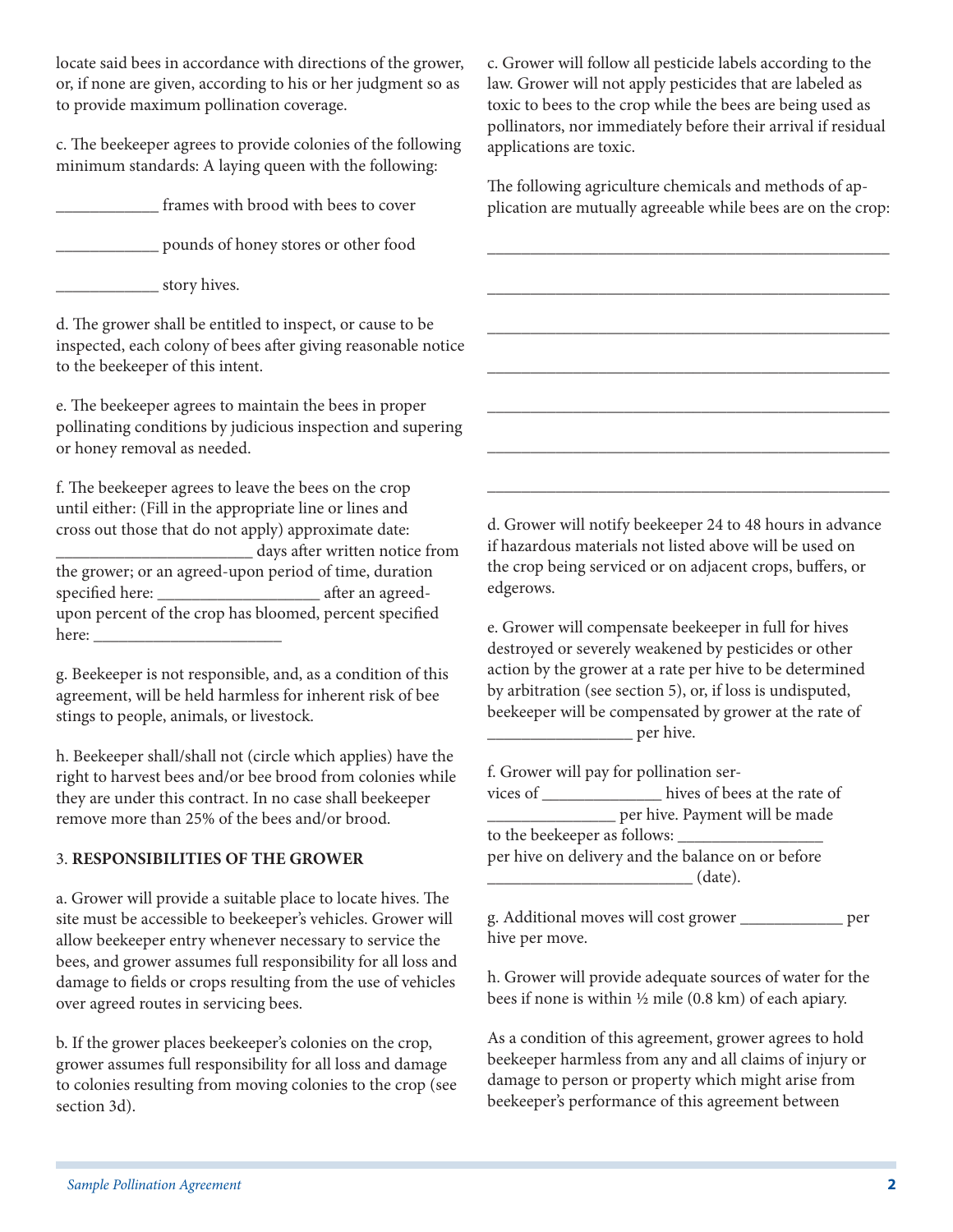locate said bees in accordance with directions of the grower, or, if none are given, according to his or her judgment so as to provide maximum pollination coverage.

c. The beekeeper agrees to provide colonies of the following minimum standards: A laying queen with the following:

____________ frames with brood with bees to cover

____________ pounds of honey stores or other food

____________ story hives.

d. The grower shall be entitled to inspect, or cause to be inspected, each colony of bees after giving reasonable notice to the beekeeper of this intent.

e. The beekeeper agrees to maintain the bees in proper pollinating conditions by judicious inspection and supering or honey removal as needed.

f. The beekeeper agrees to leave the bees on the crop until either: (Fill in the appropriate line or lines and cross out those that do not apply) approximate date: ________________________ days after written notice from the grower; or an agreed-upon period of time, duration specified here: ___________________ after an agreed-upon percent of the crop has bloomed, percent specified here: ______________________

g. Beekeeper is not responsible, and, as a condition of this agreement, will be held harmless for inherent risk of bee stings to people, animals, or livestock.

h. Beekeeper shall/shall not (circle which applies) have the right to harvest bees and/or bee brood from colonies while they are under this contract. In no case shall beekeeper remove more than 25% of the bees and/or brood.

3. **RESPONSIBILITIES OF THE GROWER**

a. Grower will provide a suitable place to locate hives. The site must be accessible to beekeeper's vehicles. Grower will allow beekeeper entry whenever necessary to service the bees, and grower assumes full responsibility for all loss and damage to fields or crops resulting from the use of vehicles over agreed routes in servicing bees.

b. If the grower places beekeeper's colonies on the crop, grower assumes full responsibility for all loss and damage to colonies resulting from moving colonies to the crop (see section 3d).

c. Grower will follow all pesticide labels according to the law. Grower will not apply pesticides that are labeled as toxic to bees to the crop while the bees are being used as pollinators, nor immediately before their arrival if residual applications are toxic.

The following agriculture chemicals and methods of application are mutually agreeable while bees are on the crop:

__________________________________________________

__________________________________________________

__________________________________________________

__________________________________________________

__________________________________________________

__________________________________________________

__________________________________________________

d. Grower will notify beekeeper 24 to 48 hours in advance if hazardous materials not listed above will be used on the crop being serviced or on adjacent crops, buffers, or edgerows.

e. Grower will compensate beekeeper in full for hives destroyed or severely weakened by pesticides or other action by the grower at a rate per hive to be determined by arbitration (see section 5), or, if loss is undisputed, beekeeper will be compensated by grower at the rate of _________________ per hive.

f. Grower will pay for pollination services of ______________ hives of bees at the rate of _______________ per hive. Payment will be made to the beekeeper as follows: _________________ per hive on delivery and the balance on or before ________________________ (date).

g. Additional moves will cost grower ____________ per hive per move.

h. Grower will provide adequate sources of water for the bees if none is within ½ mile (0.8 km) of each apiary.

As a condition of this agreement, grower agrees to hold beekeeper harmless from any and all claims of injury or damage to person or property which might arise from beekeeper's performance of this agreement between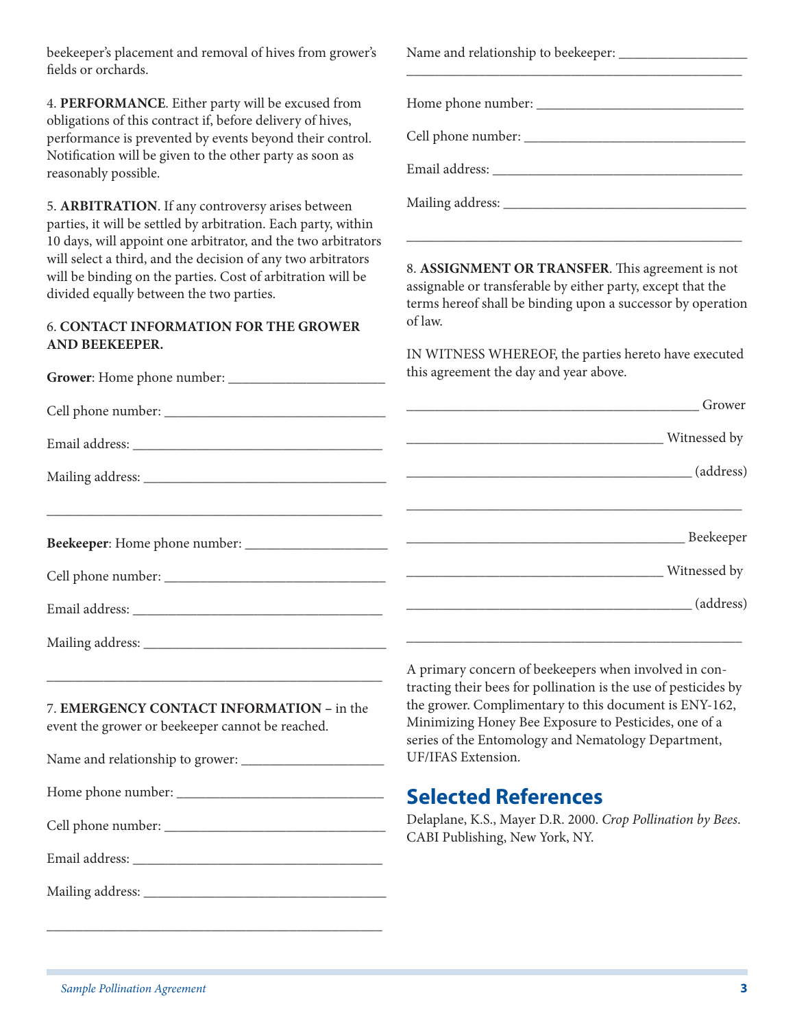beekeeper's placement and removal of hives from grower's fields or orchards.

4. **PERFORMANCE**. Either party will be excused from obligations of this contract if, before delivery of hives, performance is prevented by events beyond their control. Notification will be given to the other party as soon as reasonably possible.

5. **ARBITRATION**. If any controversy arises between parties, it will be settled by arbitration. Each party, within 10 days, will appoint one arbitrator, and the two arbitrators will select a third, and the decision of any two arbitrators will be binding on the parties. Cost of arbitration will be divided equally between the two parties.

6. **CONTACT INFORMATION FOR THE GROWER AND BEEKEEPER.**

**Grower**: Home phone number: ______________________

Cell phone number: _______________________________

Email address: ___________________________________

Mailing address: __________________________________

_______________________________________________

**Beekeeper**: Home phone number: ___________________

Cell phone number: _______________________________

Email address: ___________________________________

Mailing address: __________________________________

_______________________________________________

7. **EMERGENCY CONTACT INFORMATION –** in the event the grower or beekeeper cannot be reached.

Name and relationship to grower: ____________________

Home phone number: ______________________________

Cell phone number: _______________________________

Email address: ___________________________________

Mailing address: __________________________________

_______________________________________________

Name and relationship to beekeeper: __________________

_______________________________________________

Home phone number: ______________________________

Cell phone number: _______________________________

Email address: ___________________________________

Mailing address: __________________________________

_______________________________________________

8. **ASSIGNMENT OR TRANSFER**. This agreement is not assignable or transferable by either party, except that the terms hereof shall be binding upon a successor by operation of law.

IN WITNESS WHEREOF, the parties hereto have executed this agreement the day and year above.

_________________________________________ Grower

_____________________________________ Witnessed by

________________________________________ (address)

_______________________________________________

________________________________________ Beekeeper

_____________________________________ Witnessed by

________________________________________ (address)

_______________________________________________

A primary concern of beekeepers when involved in contracting their bees for pollination is the use of pesticides by the grower. Complimentary to this document is ENY-162, Minimizing Honey Bee Exposure to Pesticides, one of a series of the Entomology and Nematology Department, UF/IFAS Extension.

## Selected References

Delaplane, K.S., Mayer D.R. 2000. *Crop Pollination by Bees*. CABI Publishing, New York, NY.